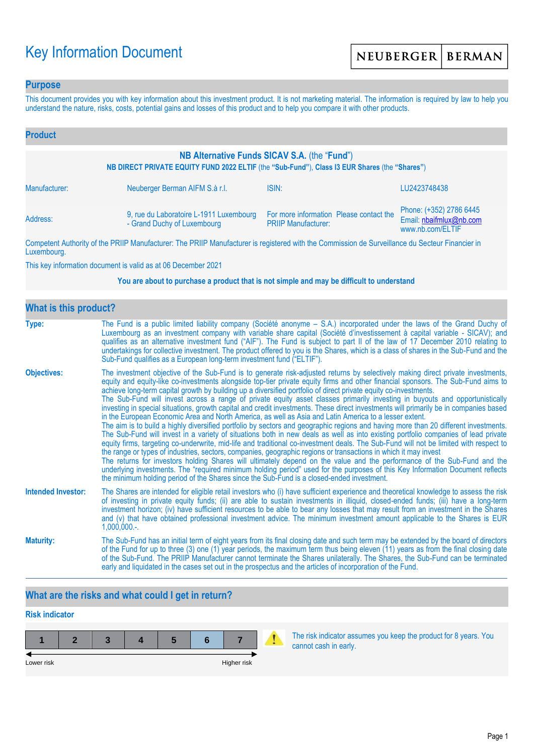# Key Information Document

NEUBERGER | BERMAN

## Purpose

This document provides you with key information about this investment product. It is not marketing material. The information is required by law to help you understand the nature, risks, costs, potential gains and losses of this product and to help you compare it with other products.

## Product

**NB Alternative Funds SICAV S.A.** (the "**Fund**")

**NB DIRECT PRIVATE EQUITY FUND 2022 ELTIF** (the **"Sub-Fund"**), **Class I3 EUR Shares** (the **"Shares"**)

| | | | |
|---|---|---|---|
| Manufacturer: | Neuberger Berman AIFM S.à r.l. | ISIN: | LU2423748438 |
| Address: | 9, rue du Laboratoire L-1911 Luxembourg - Grand Duchy of Luxembourg | For more information Please contact the PRIIP Manufacturer: | Phone: (+352) 2786 6445<br>Email: nbaifmlux@nb.com<br>www.nb.com/ELTIF |

Competent Authority of the PRIIP Manufacturer: The PRIIP Manufacturer is registered with the Commission de Surveillance du Secteur Financier in Luxembourg.

This key information document is valid as at 06 December 2021

**You are about to purchase a product that is not simple and may be difficult to understand**

## What is this product?

**Type:** The Fund is a public limited liability company (Société anonyme – S.A.) incorporated under the laws of the Grand Duchy of Luxembourg as an investment company with variable share capital (Société d'investissement à capital variable - SICAV); and qualifies as an alternative investment fund ("AIF"). The Fund is subject to part II of the law of 17 December 2010 relating to undertakings for collective investment. The product offered to you is the Shares, which is a class of shares in the Sub-Fund and the Sub-Fund qualifies as a European long-term investment fund ("ELTIF").

**Objectives:** The investment objective of the Sub-Fund is to generate risk-adjusted returns by selectively making direct private investments, equity and equity-like co-investments alongside top-tier private equity firms and other financial sponsors. The Sub-Fund aims to achieve long-term capital growth by building up a diversified portfolio of direct private equity co-investments.
The Sub-Fund will invest across a range of private equity asset classes primarily investing in buyouts and opportunistically investing in special situations, growth capital and credit investments. These direct investments will primarily be in companies based in the European Economic Area and North America, as well as Asia and Latin America to a lesser extent.
The aim is to build a highly diversified portfolio by sectors and geographic regions and having more than 20 different investments. The Sub-Fund will invest in a variety of situations both in new deals as well as into existing portfolio companies of lead private equity firms, targeting co-underwrite, mid-life and traditional co-investment deals. The Sub-Fund will not be limited with respect to the range or types of industries, sectors, companies, geographic regions or transactions in which it may invest
The returns for investors holding Shares will ultimately depend on the value and the performance of the Sub-Fund and the underlying investments. The "required minimum holding period" used for the purposes of this Key Information Document reflects the minimum holding period of the Shares since the Sub-Fund is a closed-ended investment.

**Intended Investor:** The Shares are intended for eligible retail investors who (i) have sufficient experience and theoretical knowledge to assess the risk of investing in private equity funds; (ii) are able to sustain investments in illiquid, closed-ended funds; (iii) have a long-term investment horizon; (iv) have sufficient resources to be able to bear any losses that may result from an investment in the Shares and (v) that have obtained professional investment advice. The minimum investment amount applicable to the Shares is EUR 1,000,000.-.

**Maturity:** The Sub-Fund has an initial term of eight years from its final closing date and such term may be extended by the board of directors of the Fund for up to three (3) one (1) year periods, the maximum term thus being eleven (11) years as from the final closing date of the Sub-Fund. The PRIIP Manufacturer cannot terminate the Shares unilaterally. The Shares, the Sub-Fund can be terminated early and liquidated in the cases set out in the prospectus and the articles of incorporation of the Fund.

## What are the risks and what could I get in return?

### Risk indicator

| 1 | 2 | 3 | 4 | 5 | **6** | 7 |
|---|---|---|---|---|---|---|

Lower risk ← → Higher risk

The risk indicator assumes you keep the product for 8 years. You cannot cash in early.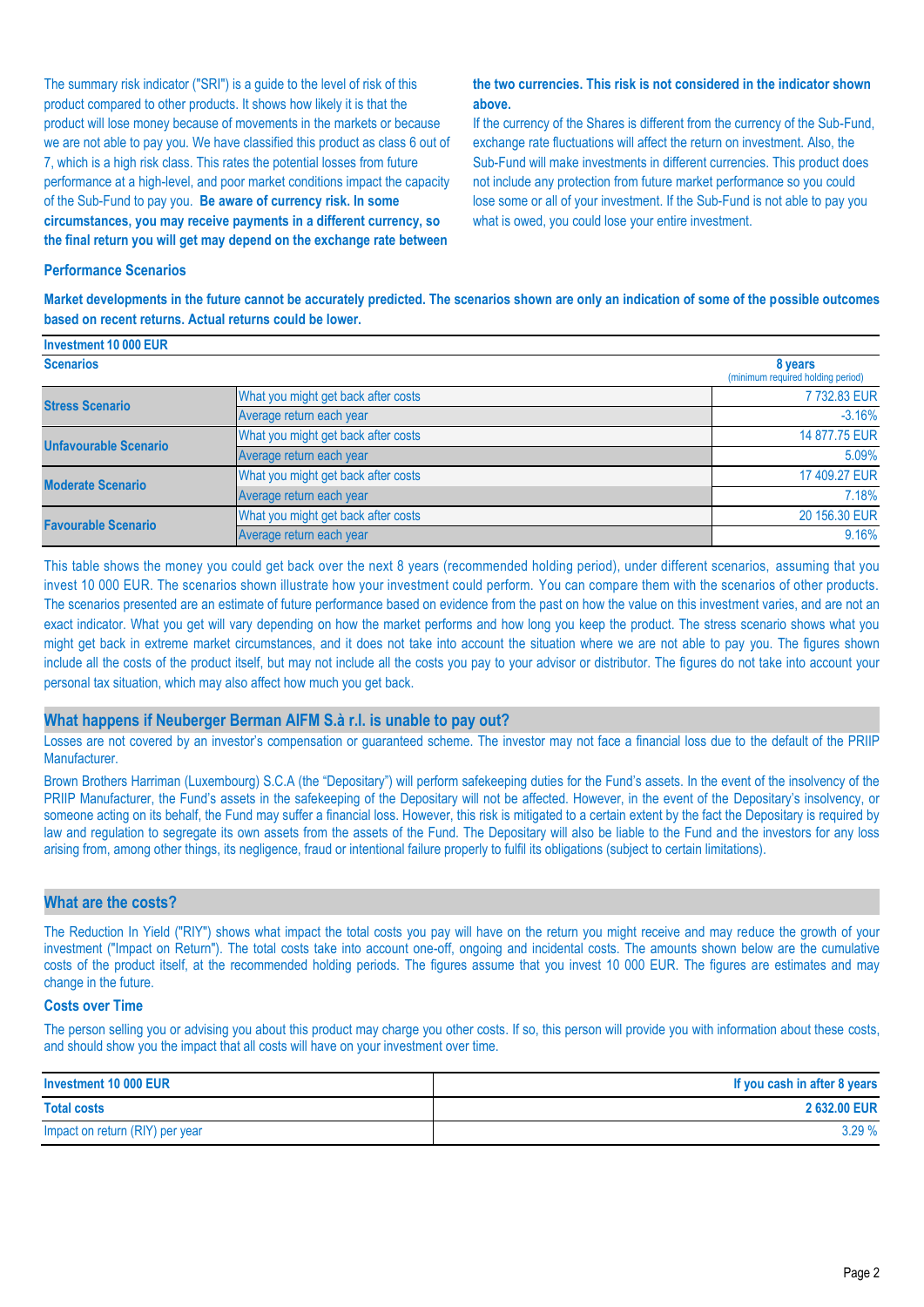The summary risk indicator ("SRI") is a guide to the level of risk of this product compared to other products. It shows how likely it is that the product will lose money because of movements in the markets or because we are not able to pay you. We have classified this product as class 6 out of 7, which is a high risk class. This rates the potential losses from future performance at a high-level, and poor market conditions impact the capacity of the Sub-Fund to pay you. **Be aware of currency risk. In some circumstances, you may receive payments in a different currency, so the final return you will get may depend on the exchange rate between the two currencies. This risk is not considered in the indicator shown above.**

If the currency of the Shares is different from the currency of the Sub-Fund, exchange rate fluctuations will affect the return on investment. Also, the Sub-Fund will make investments in different currencies. This product does not include any protection from future market performance so you could lose some or all of your investment. If the Sub-Fund is not able to pay you what is owed, you could lose your entire investment.

### Performance Scenarios

**Market developments in the future cannot be accurately predicted. The scenarios shown are only an indication of some of the possible outcomes based on recent returns. Actual returns could be lower.**

| Investment 10 000 EUR | | |
|---|---|---|
| **Scenarios** | | **8 years** (minimum required holding period) |
| **Stress Scenario** | What you might get back after costs | 7 732.83 EUR |
| | Average return each year | -3.16% |
| **Unfavourable Scenario** | What you might get back after costs | 14 877.75 EUR |
| | Average return each year | 5.09% |
| **Moderate Scenario** | What you might get back after costs | 17 409.27 EUR |
| | Average return each year | 7.18% |
| **Favourable Scenario** | What you might get back after costs | 20 156.30 EUR |
| | Average return each year | 9.16% |

This table shows the money you could get back over the next 8 years (recommended holding period), under different scenarios, assuming that you invest 10 000 EUR. The scenarios shown illustrate how your investment could perform. You can compare them with the scenarios of other products. The scenarios presented are an estimate of future performance based on evidence from the past on how the value on this investment varies, and are not an exact indicator. What you get will vary depending on how the market performs and how long you keep the product. The stress scenario shows what you might get back in extreme market circumstances, and it does not take into account the situation where we are not able to pay you. The figures shown include all the costs of the product itself, but may not include all the costs you pay to your advisor or distributor. The figures do not take into account your personal tax situation, which may also affect how much you get back.

## What happens if Neuberger Berman AIFM S.à r.l. is unable to pay out?

Losses are not covered by an investor's compensation or guaranteed scheme. The investor may not face a financial loss due to the default of the PRIIP Manufacturer.

Brown Brothers Harriman (Luxembourg) S.C.A (the "Depositary") will perform safekeeping duties for the Fund's assets. In the event of the insolvency of the PRIIP Manufacturer, the Fund's assets in the safekeeping of the Depositary will not be affected. However, in the event of the Depositary's insolvency, or someone acting on its behalf, the Fund may suffer a financial loss. However, this risk is mitigated to a certain extent by the fact the Depositary is required by law and regulation to segregate its own assets from the assets of the Fund. The Depositary will also be liable to the Fund and the investors for any loss arising from, among other things, its negligence, fraud or intentional failure properly to fulfil its obligations (subject to certain limitations).

## What are the costs?

The Reduction In Yield ("RIY") shows what impact the total costs you pay will have on the return you might receive and may reduce the growth of your investment ("Impact on Return"). The total costs take into account one-off, ongoing and incidental costs. The amounts shown below are the cumulative costs of the product itself, at the recommended holding periods. The figures assume that you invest 10 000 EUR. The figures are estimates and may change in the future.

### Costs over Time

The person selling you or advising you about this product may charge you other costs. If so, this person will provide you with information about these costs, and should show you the impact that all costs will have on your investment over time.

| Investment 10 000 EUR | If you cash in after 8 years |
|---|---|
| **Total costs** | **2 632.00 EUR** |
| Impact on return (RIY) per year | 3.29 % |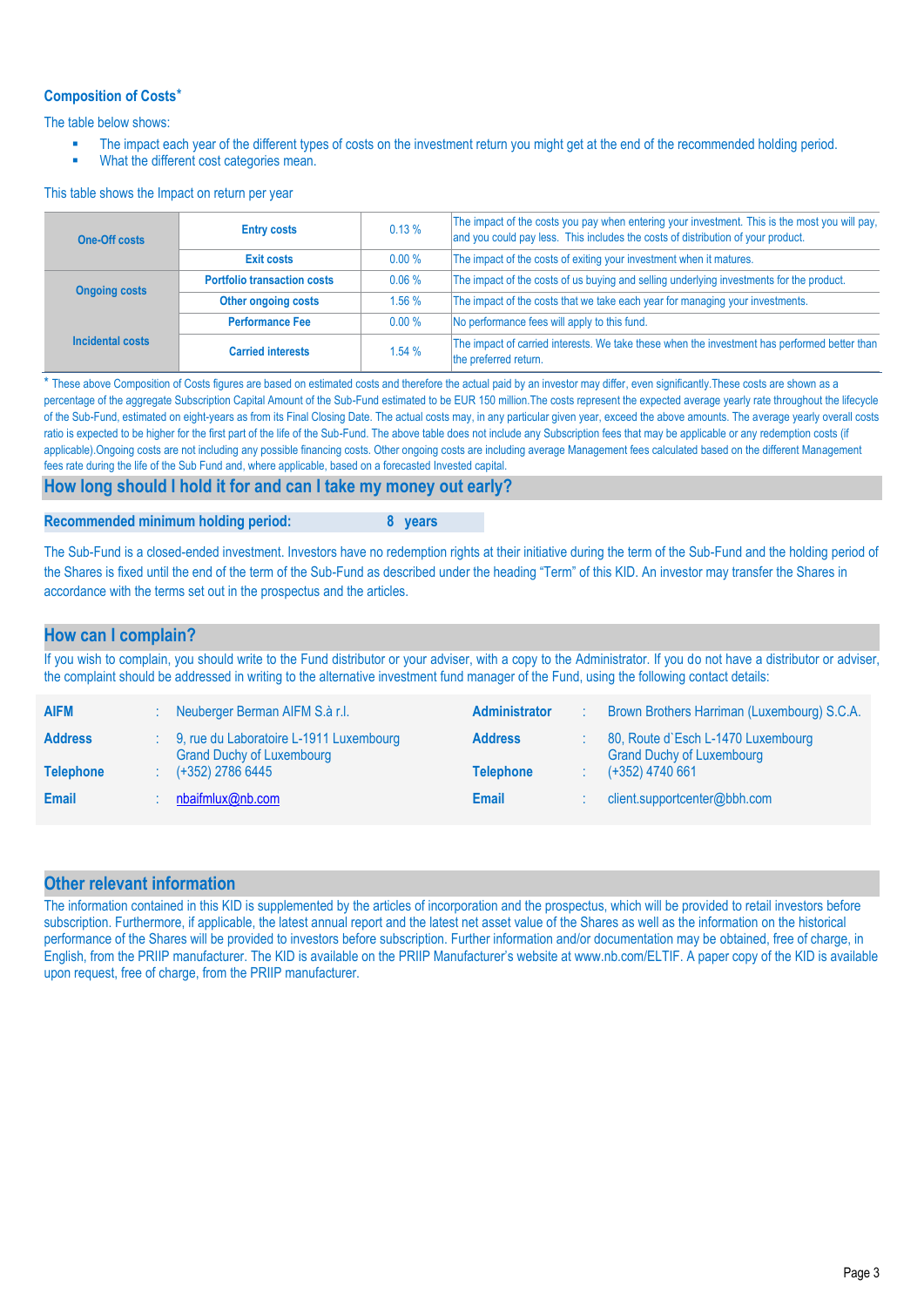### Composition of Costs*

The table below shows:

- The impact each year of the different types of costs on the investment return you might get at the end of the recommended holding period.
- What the different cost categories mean.

This table shows the Impact on return per year

| | | | |
|---|---|---|---|
| **One-Off costs** | **Entry costs** | 0.13 % | The impact of the costs you pay when entering your investment. This is the most you will pay, and you could pay less. This includes the costs of distribution of your product. |
| | **Exit costs** | 0.00 % | The impact of the costs of exiting your investment when it matures. |
| **Ongoing costs** | **Portfolio transaction costs** | 0.06 % | The impact of the costs of us buying and selling underlying investments for the product. |
| | **Other ongoing costs** | 1.56 % | The impact of the costs that we take each year for managing your investments. |
| **Incidental costs** | **Performance Fee** | 0.00 % | No performance fees will apply to this fund. |
| | **Carried interests** | 1.54 % | The impact of carried interests. We take these when the investment has performed better than the preferred return. |

* These above Composition of Costs figures are based on estimated costs and therefore the actual paid by an investor may differ, even significantly.These costs are shown as a percentage of the aggregate Subscription Capital Amount of the Sub-Fund estimated to be EUR 150 million.The costs represent the expected average yearly rate throughout the lifecycle of the Sub-Fund, estimated on eight-years as from its Final Closing Date. The actual costs may, in any particular given year, exceed the above amounts. The average yearly overall costs ratio is expected to be higher for the first part of the life of the Sub-Fund. The above table does not include any Subscription fees that may be applicable or any redemption costs (if applicable).Ongoing costs are not including any possible financing costs. Other ongoing costs are including average Management fees calculated based on the different Management fees rate during the life of the Sub Fund and, where applicable, based on a forecasted Invested capital.

## How long should I hold it for and can I take my money out early?

**Recommended minimum holding period: 8 years**

The Sub-Fund is a closed-ended investment. Investors have no redemption rights at their initiative during the term of the Sub-Fund and the holding period of the Shares is fixed until the end of the term of the Sub-Fund as described under the heading "Term" of this KID. An investor may transfer the Shares in accordance with the terms set out in the prospectus and the articles.

## How can I complain?

If you wish to complain, you should write to the Fund distributor or your adviser, with a copy to the Administrator. If you do not have a distributor or adviser, the complaint should be addressed in writing to the alternative investment fund manager of the Fund, using the following contact details:

| | | | |
|---|---|---|---|
| **AIFM** | Neuberger Berman AIFM S.à r.l. | **Administrator** | Brown Brothers Harriman (Luxembourg) S.C.A. |
| **Address** | 9, rue du Laboratoire L-1911 Luxembourg Grand Duchy of Luxembourg | **Address** | 80, Route d`Esch L-1470 Luxembourg Grand Duchy of Luxembourg |
| **Telephone** | (+352) 2786 6445 | **Telephone** | (+352) 4740 661 |
| **Email** | nbaifmlux@nb.com | **Email** | client.supportcenter@bbh.com |

## Other relevant information

The information contained in this KID is supplemented by the articles of incorporation and the prospectus, which will be provided to retail investors before subscription. Furthermore, if applicable, the latest annual report and the latest net asset value of the Shares as well as the information on the historical performance of the Shares will be provided to investors before subscription. Further information and/or documentation may be obtained, free of charge, in English, from the PRIIP manufacturer. The KID is available on the PRIIP Manufacturer's website at www.nb.com/ELTIF. A paper copy of the KID is available upon request, free of charge, from the PRIIP manufacturer.